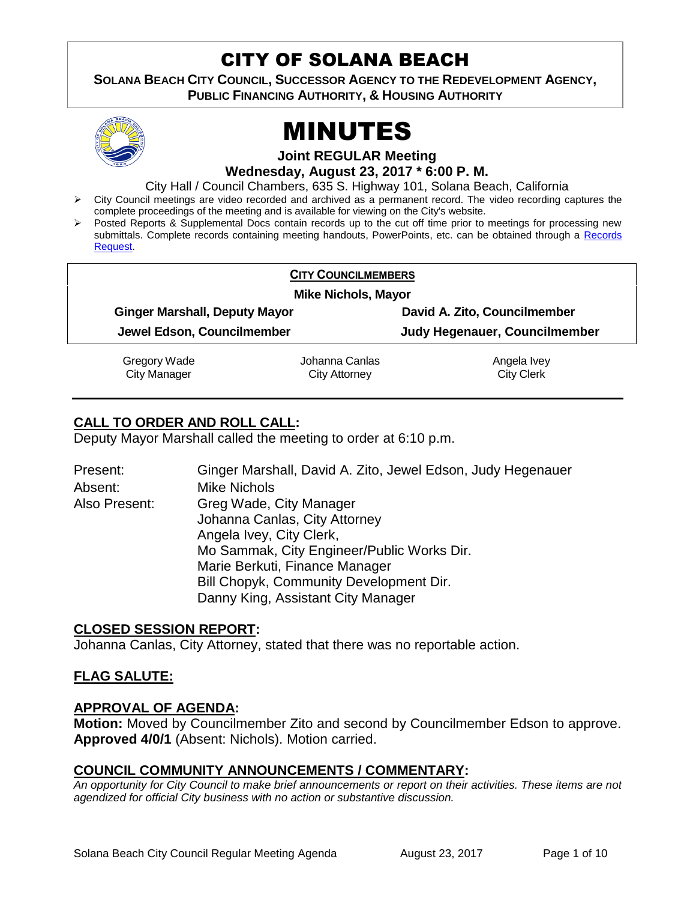# CITY OF SOLANA BEACH

**SOLANA BEACH CITY COUNCIL, SUCCESSOR AGENCY TO THE REDEVELOPMENT AGENCY, PUBLIC FINANCING AUTHORITY, & HOUSING AUTHORITY**

# MINUTES

**Joint REGULAR Meeting**
**Wednesday, August 23, 2017 * 6:00 P. M.**

City Hall / Council Chambers, 635 S. Highway 101, Solana Beach, California

- City Council meetings are video recorded and archived as a permanent record. The video recording captures the complete proceedings of the meeting and is available for viewing on the City's website.
- Posted Reports & Supplemental Docs contain records up to the cut off time prior to meetings for processing new submittals. Complete records containing meeting handouts, PowerPoints, etc. can be obtained through a Records Request.

**CITY COUNCILMEMBERS**

**Mike Nichols, Mayor**

| | |
|---|---|
| **Ginger Marshall, Deputy Mayor** | **David A. Zito, Councilmember** |
| **Jewel Edson, Councilmember** | **Judy Hegenauer, Councilmember** |

| | | |
|---|---|---|
| Gregory Wade<br>City Manager | Johanna Canlas<br>City Attorney | Angela Ivey<br>City Clerk |

## CALL TO ORDER AND ROLL CALL:

Deputy Mayor Marshall called the meeting to order at 6:10 p.m.

Present: Ginger Marshall, David A. Zito, Jewel Edson, Judy Hegenauer
Absent: Mike Nichols
Also Present: Greg Wade, City Manager
Johanna Canlas, City Attorney
Angela Ivey, City Clerk,
Mo Sammak, City Engineer/Public Works Dir.
Marie Berkuti, Finance Manager
Bill Chopyk, Community Development Dir.
Danny King, Assistant City Manager

## CLOSED SESSION REPORT:

Johanna Canlas, City Attorney, stated that there was no reportable action.

## FLAG SALUTE:

## APPROVAL OF AGENDA:

**Motion:** Moved by Councilmember Zito and second by Councilmember Edson to approve. **Approved 4/0/1** (Absent: Nichols). Motion carried.

## COUNCIL COMMUNITY ANNOUNCEMENTS / COMMENTARY:

*An opportunity for City Council to make brief announcements or report on their activities. These items are not agendized for official City business with no action or substantive discussion.*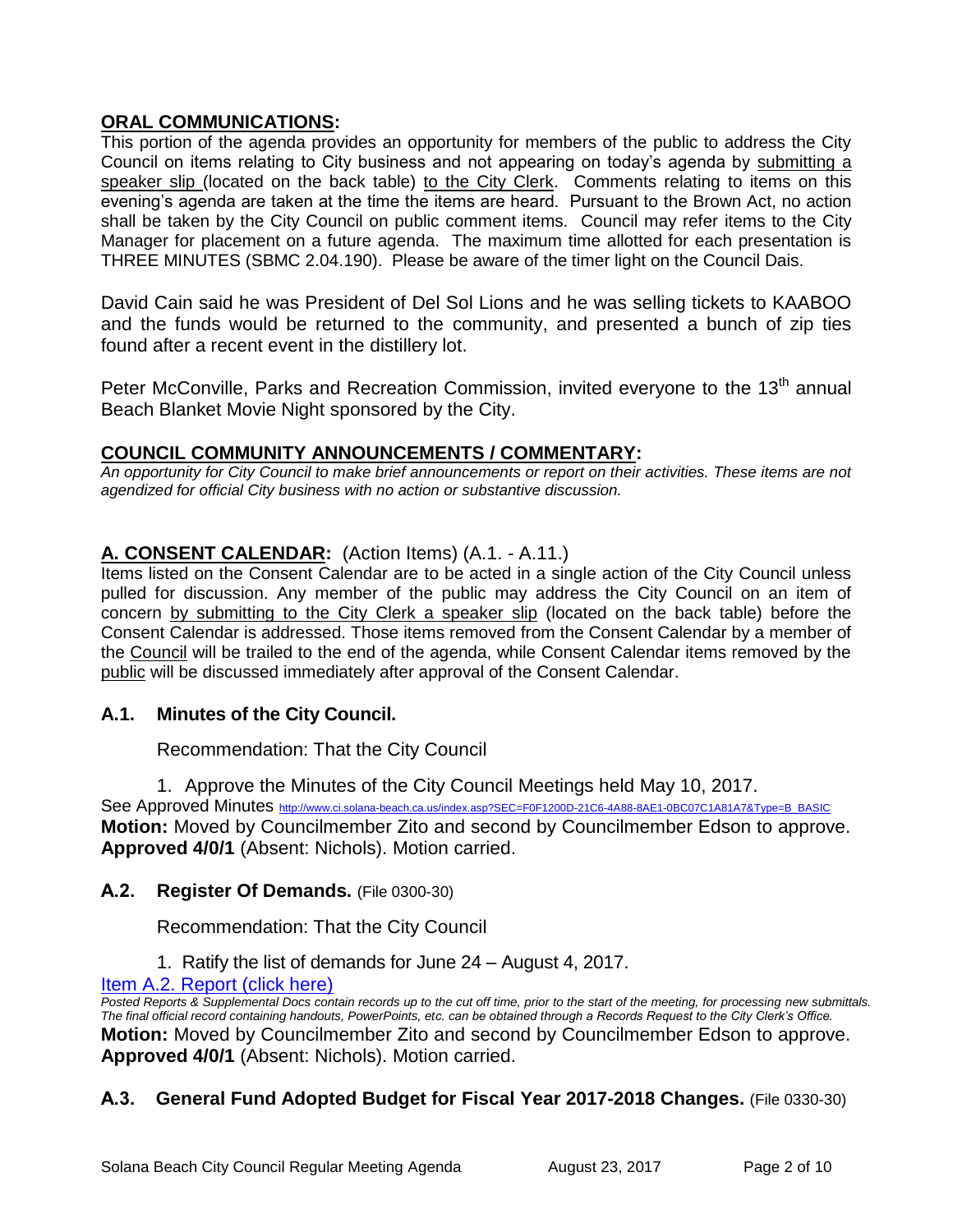## ORAL COMMUNICATIONS:

This portion of the agenda provides an opportunity for members of the public to address the City Council on items relating to City business and not appearing on today's agenda by submitting a speaker slip (located on the back table) to the City Clerk. Comments relating to items on this evening's agenda are taken at the time the items are heard. Pursuant to the Brown Act, no action shall be taken by the City Council on public comment items. Council may refer items to the City Manager for placement on a future agenda. The maximum time allotted for each presentation is THREE MINUTES (SBMC 2.04.190). Please be aware of the timer light on the Council Dais.

David Cain said he was President of Del Sol Lions and he was selling tickets to KAABOO and the funds would be returned to the community, and presented a bunch of zip ties found after a recent event in the distillery lot.

Peter McConville, Parks and Recreation Commission, invited everyone to the 13th annual Beach Blanket Movie Night sponsored by the City.

## COUNCIL COMMUNITY ANNOUNCEMENTS / COMMENTARY:

*An opportunity for City Council to make brief announcements or report on their activities. These items are not agendized for official City business with no action or substantive discussion.*

## A. CONSENT CALENDAR: (Action Items) (A.1. - A.11.)

Items listed on the Consent Calendar are to be acted in a single action of the City Council unless pulled for discussion. Any member of the public may address the City Council on an item of concern by submitting to the City Clerk a speaker slip (located on the back table) before the Consent Calendar is addressed. Those items removed from the Consent Calendar by a member of the Council will be trailed to the end of the agenda, while Consent Calendar items removed by the public will be discussed immediately after approval of the Consent Calendar.

### A.1. Minutes of the City Council.

Recommendation: That the City Council

1. Approve the Minutes of the City Council Meetings held May 10, 2017.

See Approved Minutes http://www.ci.solana-beach.ca.us/index.asp?SEC=F0F1200D-21C6-4A88-8AE1-0BC07C1A81A7&Type=B_BASIC

**Motion:** Moved by Councilmember Zito and second by Councilmember Edson to approve. **Approved 4/0/1** (Absent: Nichols). Motion carried.

### A.2. Register Of Demands. (File 0300-30)

Recommendation: That the City Council

1. Ratify the list of demands for June 24 – August 4, 2017.

Item A.2. Report (click here)

*Posted Reports & Supplemental Docs contain records up to the cut off time, prior to the start of the meeting, for processing new submittals. The final official record containing handouts, PowerPoints, etc. can be obtained through a Records Request to the City Clerk's Office.*

**Motion:** Moved by Councilmember Zito and second by Councilmember Edson to approve. **Approved 4/0/1** (Absent: Nichols). Motion carried.

### A.3. General Fund Adopted Budget for Fiscal Year 2017-2018 Changes. (File 0330-30)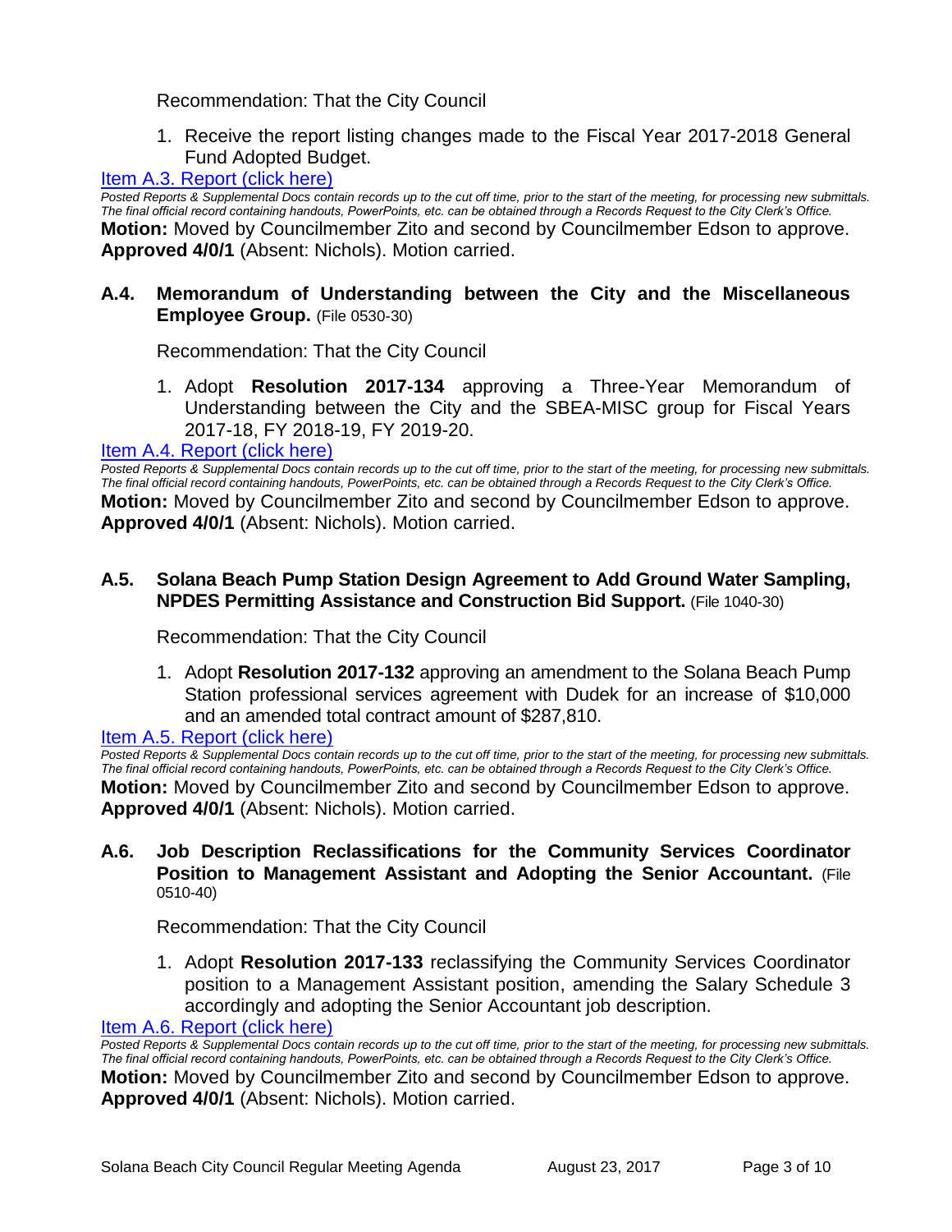Recommendation: That the City Council

1. Receive the report listing changes made to the Fiscal Year 2017-2018 General Fund Adopted Budget.

Item A.3. Report (click here)

*Posted Reports & Supplemental Docs contain records up to the cut off time, prior to the start of the meeting, for processing new submittals. The final official record containing handouts, PowerPoints, etc. can be obtained through a Records Request to the City Clerk's Office.*

**Motion:** Moved by Councilmember Zito and second by Councilmember Edson to approve. **Approved 4/0/1** (Absent: Nichols). Motion carried.

### A.4. Memorandum of Understanding between the City and the Miscellaneous Employee Group. (File 0530-30)

Recommendation: That the City Council

1. Adopt **Resolution 2017-134** approving a Three-Year Memorandum of Understanding between the City and the SBEA-MISC group for Fiscal Years 2017-18, FY 2018-19, FY 2019-20.

Item A.4. Report (click here)

*Posted Reports & Supplemental Docs contain records up to the cut off time, prior to the start of the meeting, for processing new submittals. The final official record containing handouts, PowerPoints, etc. can be obtained through a Records Request to the City Clerk's Office.*

**Motion:** Moved by Councilmember Zito and second by Councilmember Edson to approve. **Approved 4/0/1** (Absent: Nichols). Motion carried.

### A.5. Solana Beach Pump Station Design Agreement to Add Ground Water Sampling, NPDES Permitting Assistance and Construction Bid Support. (File 1040-30)

Recommendation: That the City Council

1. Adopt **Resolution 2017-132** approving an amendment to the Solana Beach Pump Station professional services agreement with Dudek for an increase of $10,000 and an amended total contract amount of $287,810.

Item A.5. Report (click here)

*Posted Reports & Supplemental Docs contain records up to the cut off time, prior to the start of the meeting, for processing new submittals. The final official record containing handouts, PowerPoints, etc. can be obtained through a Records Request to the City Clerk's Office.*

**Motion:** Moved by Councilmember Zito and second by Councilmember Edson to approve. **Approved 4/0/1** (Absent: Nichols). Motion carried.

### A.6. Job Description Reclassifications for the Community Services Coordinator Position to Management Assistant and Adopting the Senior Accountant. (File 0510-40)

Recommendation: That the City Council

1. Adopt **Resolution 2017-133** reclassifying the Community Services Coordinator position to a Management Assistant position, amending the Salary Schedule 3 accordingly and adopting the Senior Accountant job description.

Item A.6. Report (click here)

*Posted Reports & Supplemental Docs contain records up to the cut off time, prior to the start of the meeting, for processing new submittals. The final official record containing handouts, PowerPoints, etc. can be obtained through a Records Request to the City Clerk's Office.*

**Motion:** Moved by Councilmember Zito and second by Councilmember Edson to approve. **Approved 4/0/1** (Absent: Nichols). Motion carried.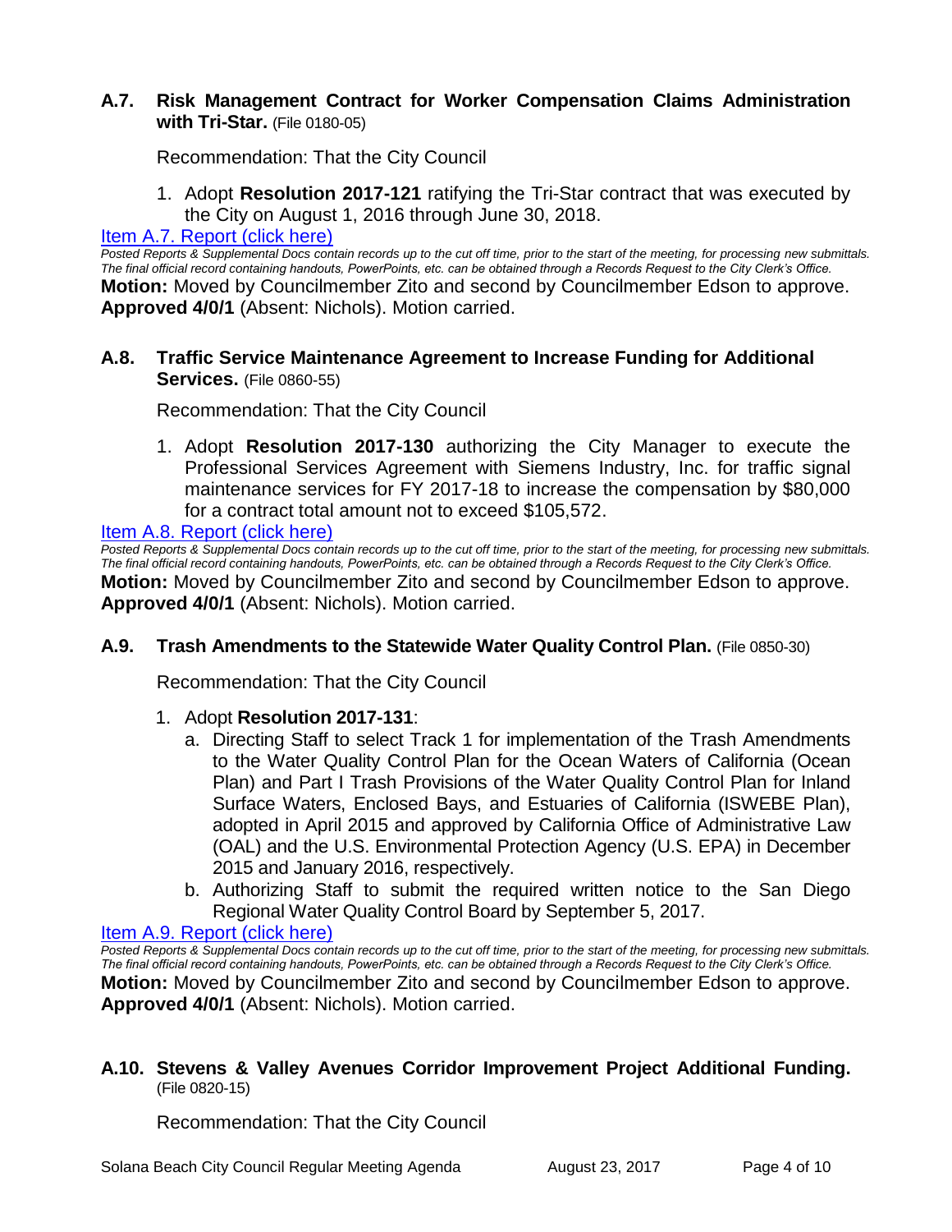### A.7. Risk Management Contract for Worker Compensation Claims Administration with Tri-Star. (File 0180-05)

Recommendation: That the City Council

1. Adopt **Resolution 2017-121** ratifying the Tri-Star contract that was executed by the City on August 1, 2016 through June 30, 2018.

[Item A.7. Report (click here)]

*Posted Reports & Supplemental Docs contain records up to the cut off time, prior to the start of the meeting, for processing new submittals. The final official record containing handouts, PowerPoints, etc. can be obtained through a Records Request to the City Clerk's Office.*

**Motion:** Moved by Councilmember Zito and second by Councilmember Edson to approve. **Approved 4/0/1** (Absent: Nichols). Motion carried.

### A.8. Traffic Service Maintenance Agreement to Increase Funding for Additional Services. (File 0860-55)

Recommendation: That the City Council

1. Adopt **Resolution 2017-130** authorizing the City Manager to execute the Professional Services Agreement with Siemens Industry, Inc. for traffic signal maintenance services for FY 2017-18 to increase the compensation by $80,000 for a contract total amount not to exceed $105,572.

[Item A.8. Report (click here)]

*Posted Reports & Supplemental Docs contain records up to the cut off time, prior to the start of the meeting, for processing new submittals. The final official record containing handouts, PowerPoints, etc. can be obtained through a Records Request to the City Clerk's Office.*

**Motion:** Moved by Councilmember Zito and second by Councilmember Edson to approve. **Approved 4/0/1** (Absent: Nichols). Motion carried.

### A.9. Trash Amendments to the Statewide Water Quality Control Plan. (File 0850-30)

Recommendation: That the City Council

1. Adopt **Resolution 2017-131**:
   a. Directing Staff to select Track 1 for implementation of the Trash Amendments to the Water Quality Control Plan for the Ocean Waters of California (Ocean Plan) and Part I Trash Provisions of the Water Quality Control Plan for Inland Surface Waters, Enclosed Bays, and Estuaries of California (ISWEBE Plan), adopted in April 2015 and approved by California Office of Administrative Law (OAL) and the U.S. Environmental Protection Agency (U.S. EPA) in December 2015 and January 2016, respectively.
   b. Authorizing Staff to submit the required written notice to the San Diego Regional Water Quality Control Board by September 5, 2017.

[Item A.9. Report (click here)]

*Posted Reports & Supplemental Docs contain records up to the cut off time, prior to the start of the meeting, for processing new submittals. The final official record containing handouts, PowerPoints, etc. can be obtained through a Records Request to the City Clerk's Office.*

**Motion:** Moved by Councilmember Zito and second by Councilmember Edson to approve. **Approved 4/0/1** (Absent: Nichols). Motion carried.

### A.10. Stevens & Valley Avenues Corridor Improvement Project Additional Funding. (File 0820-15)

Recommendation: That the City Council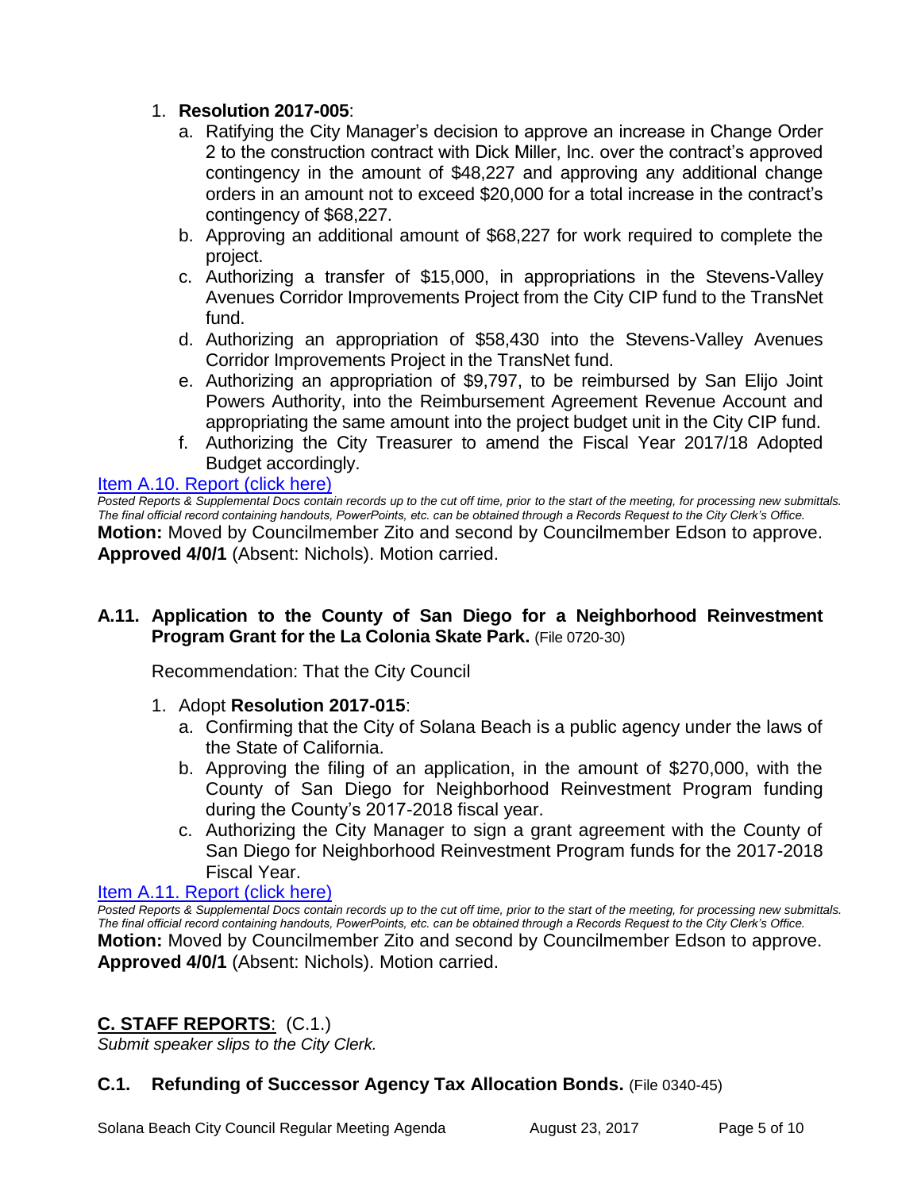1. **Resolution 2017-005**:
   a. Ratifying the City Manager's decision to approve an increase in Change Order 2 to the construction contract with Dick Miller, Inc. over the contract's approved contingency in the amount of $48,227 and approving any additional change orders in an amount not to exceed $20,000 for a total increase in the contract's contingency of $68,227.
   b. Approving an additional amount of $68,227 for work required to complete the project.
   c. Authorizing a transfer of $15,000, in appropriations in the Stevens-Valley Avenues Corridor Improvements Project from the City CIP fund to the TransNet fund.
   d. Authorizing an appropriation of $58,430 into the Stevens-Valley Avenues Corridor Improvements Project in the TransNet fund.
   e. Authorizing an appropriation of $9,797, to be reimbursed by San Elijo Joint Powers Authority, into the Reimbursement Agreement Revenue Account and appropriating the same amount into the project budget unit in the City CIP fund.
   f. Authorizing the City Treasurer to amend the Fiscal Year 2017/18 Adopted Budget accordingly.

Item A.10. Report (click here)

*Posted Reports & Supplemental Docs contain records up to the cut off time, prior to the start of the meeting, for processing new submittals. The final official record containing handouts, PowerPoints, etc. can be obtained through a Records Request to the City Clerk's Office.*

**Motion:** Moved by Councilmember Zito and second by Councilmember Edson to approve. **Approved 4/0/1** (Absent: Nichols). Motion carried.

### A.11. Application to the County of San Diego for a Neighborhood Reinvestment Program Grant for the La Colonia Skate Park. (File 0720-30)

Recommendation: That the City Council

1. Adopt **Resolution 2017-015**:
   a. Confirming that the City of Solana Beach is a public agency under the laws of the State of California.
   b. Approving the filing of an application, in the amount of $270,000, with the County of San Diego for Neighborhood Reinvestment Program funding during the County's 2017-2018 fiscal year.
   c. Authorizing the City Manager to sign a grant agreement with the County of San Diego for Neighborhood Reinvestment Program funds for the 2017-2018 Fiscal Year.

Item A.11. Report (click here)

*Posted Reports & Supplemental Docs contain records up to the cut off time, prior to the start of the meeting, for processing new submittals. The final official record containing handouts, PowerPoints, etc. can be obtained through a Records Request to the City Clerk's Office.*

**Motion:** Moved by Councilmember Zito and second by Councilmember Edson to approve. **Approved 4/0/1** (Absent: Nichols). Motion carried.

## C. STAFF REPORTS: (C.1.)

*Submit speaker slips to the City Clerk.*

### C.1. Refunding of Successor Agency Tax Allocation Bonds. (File 0340-45)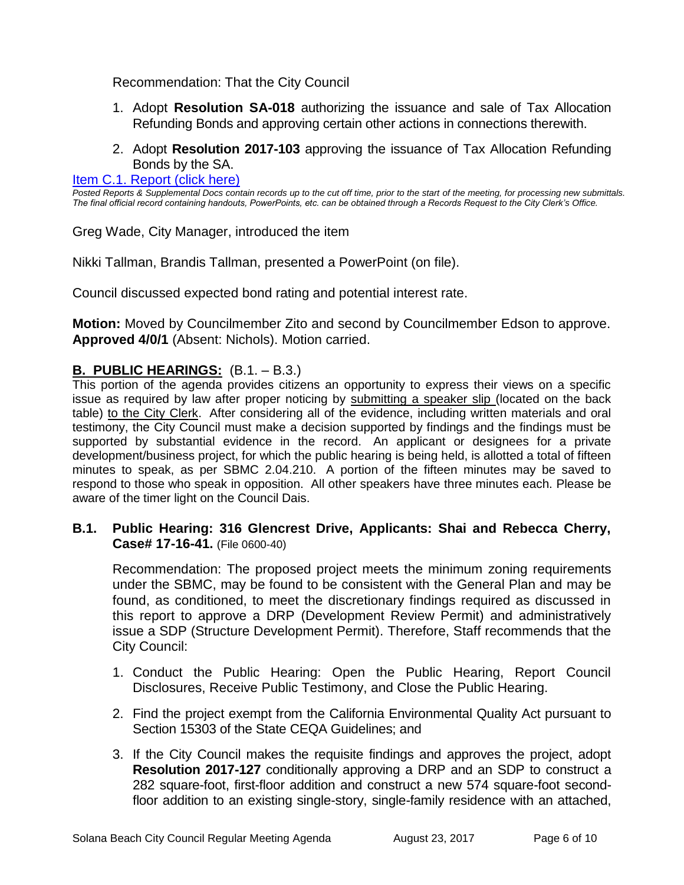Recommendation: That the City Council

1. Adopt **Resolution SA-018** authorizing the issuance and sale of Tax Allocation Refunding Bonds and approving certain other actions in connections therewith.
2. Adopt **Resolution 2017-103** approving the issuance of Tax Allocation Refunding Bonds by the SA.

[Item C.1. Report (click here)]

*Posted Reports & Supplemental Docs contain records up to the cut off time, prior to the start of the meeting, for processing new submittals. The final official record containing handouts, PowerPoints, etc. can be obtained through a Records Request to the City Clerk's Office.*

Greg Wade, City Manager, introduced the item

Nikki Tallman, Brandis Tallman, presented a PowerPoint (on file).

Council discussed expected bond rating and potential interest rate.

**Motion:** Moved by Councilmember Zito and second by Councilmember Edson to approve. **Approved 4/0/1** (Absent: Nichols). Motion carried.

## B. PUBLIC HEARINGS: (B.1. – B.3.)

This portion of the agenda provides citizens an opportunity to express their views on a specific issue as required by law after proper noticing by submitting a speaker slip (located on the back table) to the City Clerk. After considering all of the evidence, including written materials and oral testimony, the City Council must make a decision supported by findings and the findings must be supported by substantial evidence in the record. An applicant or designees for a private development/business project, for which the public hearing is being held, is allotted a total of fifteen minutes to speak, as per SBMC 2.04.210. A portion of the fifteen minutes may be saved to respond to those who speak in opposition. All other speakers have three minutes each. Please be aware of the timer light on the Council Dais.

### B.1. Public Hearing: 316 Glencrest Drive, Applicants: Shai and Rebecca Cherry, Case# 17-16-41. (File 0600-40)

Recommendation: The proposed project meets the minimum zoning requirements under the SBMC, may be found to be consistent with the General Plan and may be found, as conditioned, to meet the discretionary findings required as discussed in this report to approve a DRP (Development Review Permit) and administratively issue a SDP (Structure Development Permit). Therefore, Staff recommends that the City Council:

1. Conduct the Public Hearing: Open the Public Hearing, Report Council Disclosures, Receive Public Testimony, and Close the Public Hearing.
2. Find the project exempt from the California Environmental Quality Act pursuant to Section 15303 of the State CEQA Guidelines; and
3. If the City Council makes the requisite findings and approves the project, adopt **Resolution 2017-127** conditionally approving a DRP and an SDP to construct a 282 square-foot, first-floor addition and construct a new 574 square-foot second-floor addition to an existing single-story, single-family residence with an attached,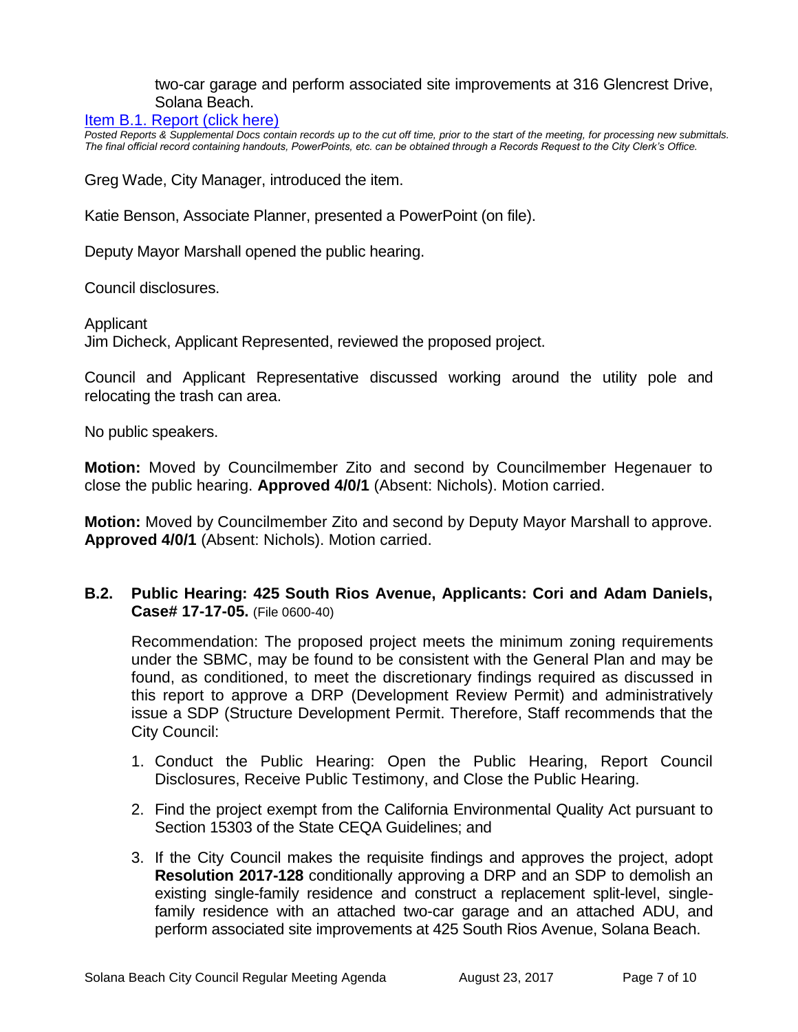two-car garage and perform associated site improvements at 316 Glencrest Drive, Solana Beach.

[Item B.1. Report (click here)](#)

*Posted Reports & Supplemental Docs contain records up to the cut off time, prior to the start of the meeting, for processing new submittals. The final official record containing handouts, PowerPoints, etc. can be obtained through a Records Request to the City Clerk's Office.*

Greg Wade, City Manager, introduced the item.

Katie Benson, Associate Planner, presented a PowerPoint (on file).

Deputy Mayor Marshall opened the public hearing.

Council disclosures.

Applicant
Jim Dicheck, Applicant Represented, reviewed the proposed project.

Council and Applicant Representative discussed working around the utility pole and relocating the trash can area.

No public speakers.

**Motion:** Moved by Councilmember Zito and second by Councilmember Hegenauer to close the public hearing. **Approved 4/0/1** (Absent: Nichols). Motion carried.

**Motion:** Moved by Councilmember Zito and second by Deputy Mayor Marshall to approve. **Approved 4/0/1** (Absent: Nichols). Motion carried.

### B.2. Public Hearing: 425 South Rios Avenue, Applicants: Cori and Adam Daniels, Case# 17-17-05. (File 0600-40)

Recommendation: The proposed project meets the minimum zoning requirements under the SBMC, may be found to be consistent with the General Plan and may be found, as conditioned, to meet the discretionary findings required as discussed in this report to approve a DRP (Development Review Permit) and administratively issue a SDP (Structure Development Permit. Therefore, Staff recommends that the City Council:

1. Conduct the Public Hearing: Open the Public Hearing, Report Council Disclosures, Receive Public Testimony, and Close the Public Hearing.
2. Find the project exempt from the California Environmental Quality Act pursuant to Section 15303 of the State CEQA Guidelines; and
3. If the City Council makes the requisite findings and approves the project, adopt **Resolution 2017-128** conditionally approving a DRP and an SDP to demolish an existing single-family residence and construct a replacement split-level, single-family residence with an attached two-car garage and an attached ADU, and perform associated site improvements at 425 South Rios Avenue, Solana Beach.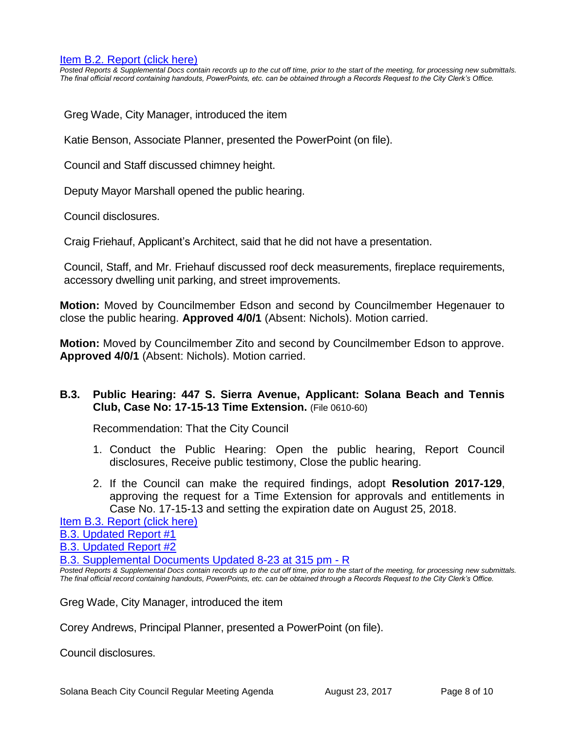[Item B.2. Report (click here)](#)

*Posted Reports & Supplemental Docs contain records up to the cut off time, prior to the start of the meeting, for processing new submittals. The final official record containing handouts, PowerPoints, etc. can be obtained through a Records Request to the City Clerk's Office.*

Greg Wade, City Manager, introduced the item

Katie Benson, Associate Planner, presented the PowerPoint (on file).

Council and Staff discussed chimney height.

Deputy Mayor Marshall opened the public hearing.

Council disclosures.

Craig Friehauf, Applicant's Architect, said that he did not have a presentation.

Council, Staff, and Mr. Friehauf discussed roof deck measurements, fireplace requirements, accessory dwelling unit parking, and street improvements.

**Motion:** Moved by Councilmember Edson and second by Councilmember Hegenauer to close the public hearing. **Approved 4/0/1** (Absent: Nichols). Motion carried.

**Motion:** Moved by Councilmember Zito and second by Councilmember Edson to approve. **Approved 4/0/1** (Absent: Nichols). Motion carried.

### B.3. Public Hearing: 447 S. Sierra Avenue, Applicant: Solana Beach and Tennis Club, Case No: 17-15-13 Time Extension. (File 0610-60)

Recommendation: That the City Council

1. Conduct the Public Hearing: Open the public hearing, Report Council disclosures, Receive public testimony, Close the public hearing.
2. If the Council can make the required findings, adopt **Resolution 2017-129**, approving the request for a Time Extension for approvals and entitlements in Case No. 17-15-13 and setting the expiration date on August 25, 2018.

[Item B.3. Report (click here)](#)
[B.3. Updated Report #1](#)
[B.3. Updated Report #2](#)
[B.3. Supplemental Documents Updated 8-23 at 315 pm - R](#)

*Posted Reports & Supplemental Docs contain records up to the cut off time, prior to the start of the meeting, for processing new submittals. The final official record containing handouts, PowerPoints, etc. can be obtained through a Records Request to the City Clerk's Office.*

Greg Wade, City Manager, introduced the item

Corey Andrews, Principal Planner, presented a PowerPoint (on file).

Council disclosures.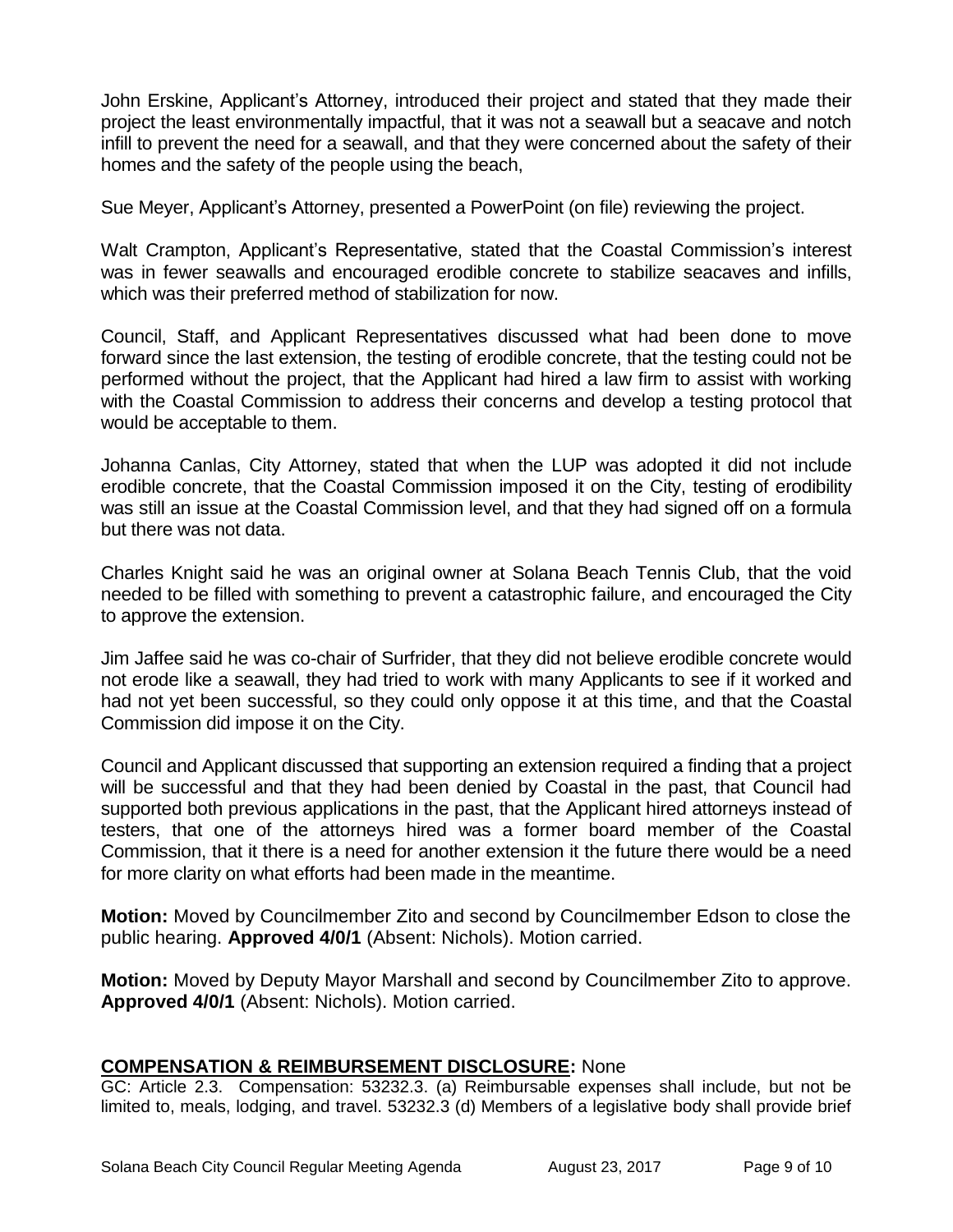John Erskine, Applicant's Attorney, introduced their project and stated that they made their project the least environmentally impactful, that it was not a seawall but a seacave and notch infill to prevent the need for a seawall, and that they were concerned about the safety of their homes and the safety of the people using the beach,

Sue Meyer, Applicant's Attorney, presented a PowerPoint (on file) reviewing the project.

Walt Crampton, Applicant's Representative, stated that the Coastal Commission's interest was in fewer seawalls and encouraged erodible concrete to stabilize seacaves and infills, which was their preferred method of stabilization for now.

Council, Staff, and Applicant Representatives discussed what had been done to move forward since the last extension, the testing of erodible concrete, that the testing could not be performed without the project, that the Applicant had hired a law firm to assist with working with the Coastal Commission to address their concerns and develop a testing protocol that would be acceptable to them.

Johanna Canlas, City Attorney, stated that when the LUP was adopted it did not include erodible concrete, that the Coastal Commission imposed it on the City, testing of erodibility was still an issue at the Coastal Commission level, and that they had signed off on a formula but there was not data.

Charles Knight said he was an original owner at Solana Beach Tennis Club, that the void needed to be filled with something to prevent a catastrophic failure, and encouraged the City to approve the extension.

Jim Jaffee said he was co-chair of Surfrider, that they did not believe erodible concrete would not erode like a seawall, they had tried to work with many Applicants to see if it worked and had not yet been successful, so they could only oppose it at this time, and that the Coastal Commission did impose it on the City.

Council and Applicant discussed that supporting an extension required a finding that a project will be successful and that they had been denied by Coastal in the past, that Council had supported both previous applications in the past, that the Applicant hired attorneys instead of testers, that one of the attorneys hired was a former board member of the Coastal Commission, that it there is a need for another extension it the future there would be a need for more clarity on what efforts had been made in the meantime.

**Motion:** Moved by Councilmember Zito and second by Councilmember Edson to close the public hearing. **Approved 4/0/1** (Absent: Nichols). Motion carried.

**Motion:** Moved by Deputy Mayor Marshall and second by Councilmember Zito to approve. **Approved 4/0/1** (Absent: Nichols). Motion carried.

## COMPENSATION & REIMBURSEMENT DISCLOSURE: None

GC: Article 2.3. Compensation: 53232.3. (a) Reimbursable expenses shall include, but not be limited to, meals, lodging, and travel. 53232.3 (d) Members of a legislative body shall provide brief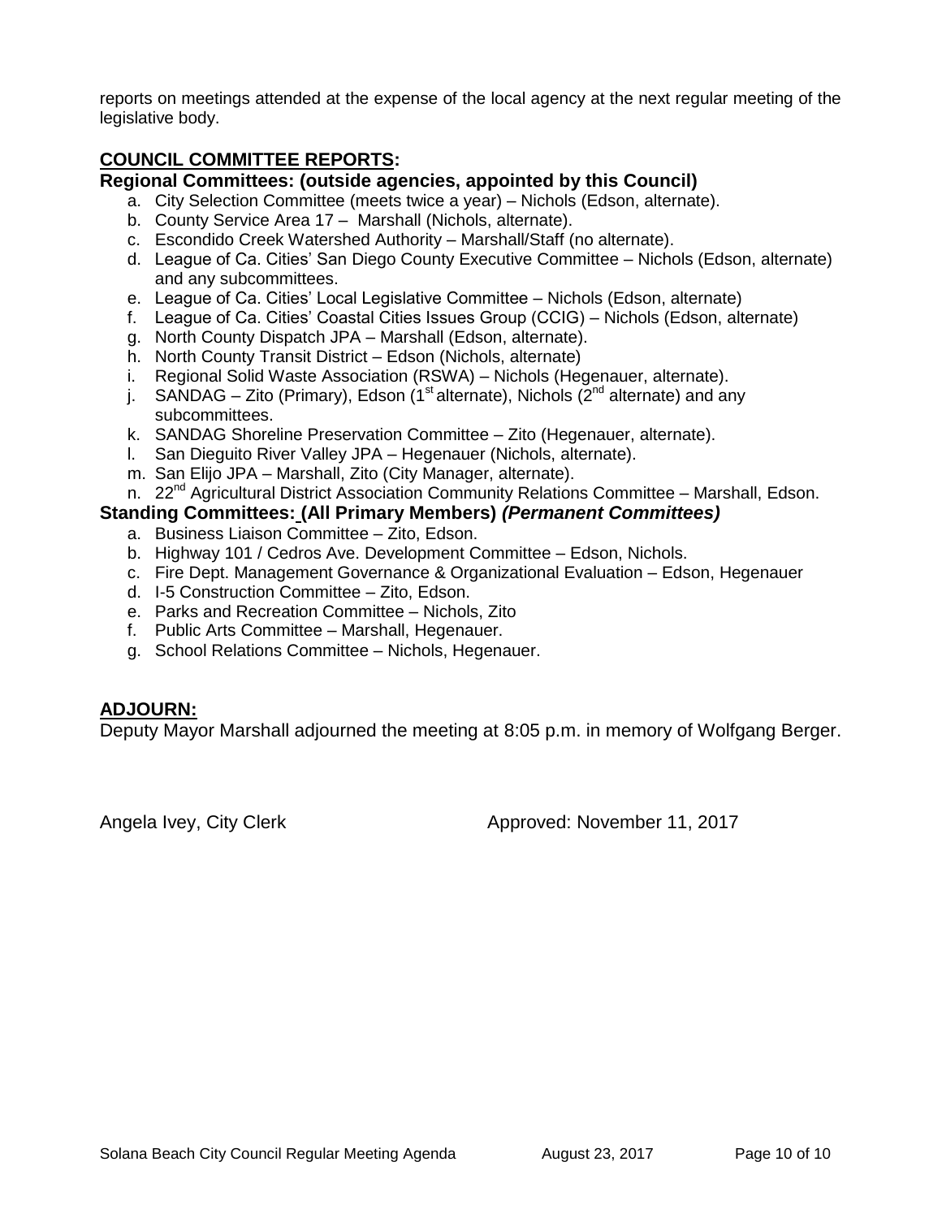reports on meetings attended at the expense of the local agency at the next regular meeting of the legislative body.

## COUNCIL COMMITTEE REPORTS:

### Regional Committees: (outside agencies, appointed by this Council)

a. City Selection Committee (meets twice a year) – Nichols (Edson, alternate).
b. County Service Area 17 – Marshall (Nichols, alternate).
c. Escondido Creek Watershed Authority – Marshall/Staff (no alternate).
d. League of Ca. Cities' San Diego County Executive Committee – Nichols (Edson, alternate) and any subcommittees.
e. League of Ca. Cities' Local Legislative Committee – Nichols (Edson, alternate)
f. League of Ca. Cities' Coastal Cities Issues Group (CCIG) – Nichols (Edson, alternate)
g. North County Dispatch JPA – Marshall (Edson, alternate).
h. North County Transit District – Edson (Nichols, alternate)
i. Regional Solid Waste Association (RSWA) – Nichols (Hegenauer, alternate).
j. SANDAG – Zito (Primary), Edson (1st alternate), Nichols (2nd alternate) and any subcommittees.
k. SANDAG Shoreline Preservation Committee – Zito (Hegenauer, alternate).
l. San Dieguito River Valley JPA – Hegenauer (Nichols, alternate).
m. San Elijo JPA – Marshall, Zito (City Manager, alternate).
n. 22nd Agricultural District Association Community Relations Committee – Marshall, Edson.

### Standing Committees: (All Primary Members) *(Permanent Committees)*

a. Business Liaison Committee – Zito, Edson.
b. Highway 101 / Cedros Ave. Development Committee – Edson, Nichols.
c. Fire Dept. Management Governance & Organizational Evaluation – Edson, Hegenauer
d. I-5 Construction Committee – Zito, Edson.
e. Parks and Recreation Committee – Nichols, Zito
f. Public Arts Committee – Marshall, Hegenauer.
g. School Relations Committee – Nichols, Hegenauer.

## ADJOURN:

Deputy Mayor Marshall adjourned the meeting at 8:05 p.m. in memory of Wolfgang Berger.

Angela Ivey, City Clerk Approved: November 11, 2017